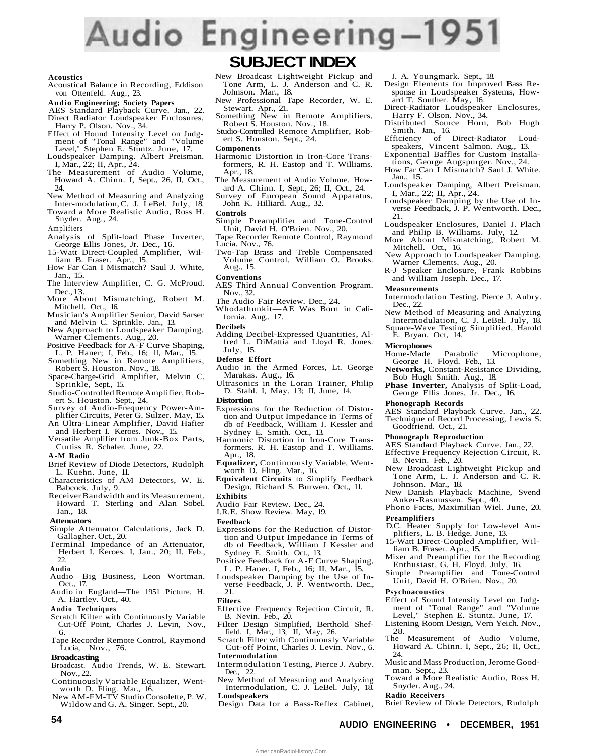# Audio Engineering—1951

## SUBJECT INDEX

**Acoustics**

Acoustical Balance in Recording, Eddison von Ottenfeld. Aug., 23.

**Audio Engineering; Society Papers**

AES Standard Playback Curve. Jan., 22.

Direct Radiator Loudspeaker Enclosures, Harry P. Olson. Nov., 34.

Effect of Hound Intensity Level on Judgment of "Tonal Range" and "Volume Level," Stephen E. Stuntz. June, 17.

Loudspeaker Damping. Albert Preisman. I, Mar., 22; II, Apr., 24.

The Measurement of Audio Volume, Howard A. Chinn. I, Sept., 26, II, Oct., 24.

New Method of Measuring and Analyzing Inter-modulation, C. J. LeBel. July, 18.

Toward a More Realistic Audio, Ross H. Snyder. Aug., 24.

**Amplifiers**

Analysis of Split-load Phase Inverter, George Ellis Jones, Jr. Dec., 16.

15-Watt Direct-Coupled Amplifier, William B. Fraser. Apr., 15.

How Far Can I Mismatch? Saul J. White, Jan., 15.

The Interview Amplifier, C. G. McProud. Dec., 13.

More About Mismatching, Robert M. Mitchell. Oct., 16.

Musician's Amplifier Senior, David Sarser and Melvin C. Sprinkle. Jan., 13.

New Approach to Loudspeaker Damping, Warner Clements. Aug., 20.

Positive Feedback for A-F Curve Shaping, L. P. Haner; I, Feb., 16; 11, Mar., 15.

Something New in Remote Amplifiers, Robert S. Houston. Nov., 18.

Space-Charge-Grid Amplifier, Melvin C. Sprinkle, Sept., 15.

Studio-Controlled Remote Amplifier, Robert S. Houston. Sept., 24.

Survey of Audio-Frequency Power-Amplifier Circuits, Peter G. Sulzer. May, 15.

An Ultra-Linear Amplifier, David Hafier and Herbert I. Keroes. Nov., 15.

Versatile Amplifier from Junk-Box Parts, Curtiss R. Schafer. June, 22.

**A-M Radio**

Brief Review of Diode Detectors, Rudolph L. Kuehn. June, 11.

Characteristics of AM Detectors, W. E. Babcock. July, 9.

Receiver Bandwidth and its Measurement, Howard T. Sterling and Alan Sobel. Jan., 18.

**Attenuators**

Simple Attenuator Calculations, Jack D. Gallagher. Oct., 20.

Terminal Impedance of an Attenuator, Herbert I. Keroes. I, Jan., 20; II, Feb., 22.

**Audio**

Audio—Big Business, Leon Wortman. Oct., 17.

Audio in England—The 1951 Picture, H. A. Hartley. Oct., 40.

**Audio Techniques**

Scratch Kilter with Continuously Variable Cut-Off Point, Charles J. Levin, Nov., 6.

Tape Recorder Remote Control, Raymond Lucia, Nov., 76.

**Broadcasting**

Broadcast. Audio Trends, W. E. Stewart. Nov., 22.

Continuously Variable Equalizer, Wentworth D. Fling. Mar., 16.

New AM-FM-TV Studio Consolette, P. W. Wildow and G. A. Singer. Sept., 20.

New Broadcast Lightweight Pickup and Tone Arm, L. J. Anderson and C. R. Johnson. Mar., 18.

New Professional Tape Recorder, W. E. Stewart. Apr., 21.

Something New in Remote Amplifiers, Robert S. Houston. Nov., 18.

Studio-Controlled Remote Amplifier, Robert S. Houston. Sept., 24.

**Components**

Harmonic Distortion in Iron-Core Transformers, R. H. Eastop and T. Williams. Apr., 18.

The Measurement of Audio Volume, Howard A. Chinn. I, Sept., 26; II, Oct., 24.

Survey of European Sound Apparatus, John K. Hilliard. Aug., 32.

**Controls**

Simple Preamplifier and Tone-Control Unit, David H. O'Brien. Nov., 20.

Tape Recorder Remote Control, Raymond Lucia. Nov., 76.

Two-Tap Brass and Treble Compensated Volume Control, William O. Brooks. Aug., 15.

**Conventions**

AES Third Annual Convention Program. Nov., 32.

The Audio Fair Review. Dec., 24.

Whodathunkit—AE Was Born in California. Aug., 17.

**Decibels**

Adding Decibel-Expressed Quantities, Alfred L. DiMattia and Lloyd R. Jones. July, 15.

**Defense Effort**

Audio in the Armed Forces, Lt. George Marakas. Aug., 16.

Ultrasonics in the Loran Trainer, Philip D. Stahl. I, May, 13; II, June, 14.

**Distortion**

Expressions for the Reduction of Distortion and Output Impedance in Terms of db of Feedback, William J. Kessler and Sydney E. Smith. Oct., 13.

Harmonic Distortion in Iron-Core Transformers. R. H. Eastop and T. Williams. Apr., 18.

**Equalizer,** Continuously Variable, Wentworth D. Fling. Mar., 16.

**Equivalent Circuits** to Simplify Feedback Design, Richard S. Burwen. Oct., 11.

**Exhibits**

Audio Fair Review. Dec., 24.

I.R.E. Show Review. May, 19.

**Feedback**

Expressions for the Reduction of Distortion and Output Impedance in Terms of db of Feedback, William J Kessler and Sydney E. Smith. Oct., 13.

Positive Feedback for A-F Curve Shaping, L. P. Haner. I, Feb., 16; II, Mar., 15.

Loudspeaker Damping by the Use of Inverse Feedback, J. P. Wentworth. Dec., 21.

**Filters**

Effective Frequency Rejection Circuit, R. B. Nevin. Feb., 20.

Filter Design Simplified, Berthold Sheffield. I, Mar., 13; II, May, 26.

Scratch Filter with Continuously Variable Cut-off Point, Charles J. Levin. Nov., 6.

**Intermodulation**

Intermodulation Testing, Pierce J. Aubry. Dec., 22.

New Method of Measuring and Analyzing Intermodulation, C. J. LeBel. July, 18.

**Loudspeakers**

Design Data for a Bass-Reflex Cabinet, J. A. Youngmark. Sept., 18.

Design Elements for Improved Bass Response in Loudspeaker Systems, Howard T. Souther. May, 16.

Direct-Radiator Loudspeaker Enclosures, Harry F. Olson. Nov., 34.

Distributed Source Horn, Bob Hugh Smith. Jan., 16.

Efficiency of Direct-Radiator Loudspeakers, Vincent Salmon. Aug., 13.

Exponential Baffles for Custom Installations, George Augspurger. Nov., 24.

How Far Can I Mismatch? Saul J. White. Jan., 15.

Loudspeaker Damping, Albert Preisman. I, Mar., 22; II, Apr., 24.

Loudspeaker Damping by the Use of Inverse Feedback, J. P. Wentworth. Dec., 21.

Loudspeaker Enclosures, Daniel J. Plach and Philip B. Williams. July, 12.

More About Mismatching, Robert M. Mitchell. Oct., 16.

New Approach to Loudspeaker Damping, Warner Clements. Aug., 20.

R-J Speaker Enclosure, Frank Robbins and William Joseph. Dec., 17.

**Measurements**

Intermodulation Testing, Pierce J. Aubry. Dec., 22.

New Method of Measuring and Analyzing Intermodulation, C. J. LeBel. July, 18.

Square-Wave Testing Simplified, Harold E. Bryan. Oct, 14.

**Microphones**

Home-Made Parabolic Microphone, George H. Floyd. Feb., 13.

**Networks,** Constant-Resistance Dividing, Bob Hugh Smith. Aug., 18.

**Phase Inverter,** Analysis of Split-Load, George Ellis Jones, Jr. Dec., 16.

**Phonograph Records**

AES Standard Playback Curve. Jan., 22.

Technique of Record Processing, Lewis S. Goodfriend. Oct., 21.

**Phonograph Reproduction**

AES Standard Playback Curve. Jan., 22.

Effective Frequency Rejection Circuit, R. B. Nevin. Feb., 20.

New Broadcast Lightweight Pickup and Tone Arm, L. J. Anderson and C. R. Johnson. Mar., 18.

New Danish Playback Machine, Svend Anker-Rasmussen. Sept., 40.

Phono Facts, Maximilian Wiel. June, 20.

**Preamplifiers**

D.C. Heater Supply for Low-level Amplifiers, L. B. Hedge. June, 13.

15-Watt Direct-Coupled Amplifier, William B. Fraser. Apr., 15.

Mixer and Preamplifier for the Recording Enthusiast, G. H. Floyd. July, 16.

Simple Preamplifier and Tone-Control Unit, David H. O'Brien. Nov., 20.

**Psychoacoustics**

Effect of Sound Intensity Level on Judgment of "Tonal Range" and "Volume Level," Stephen E. Stuntz. June, 17.

Listening Room Design, Vern Yeich. Nov., 28.

The Measurement of Audio Volume, Howard A. Chinn. I, Sept., 26; II, Oct., 24.

Music and Mass Production, Jerome Goodman. Sept., 23.

Toward a More Realistic Audio, Ross H. Snyder. Aug., 24.

**Radio Receivers**

Brief Review of Diode Detectors, Rudolph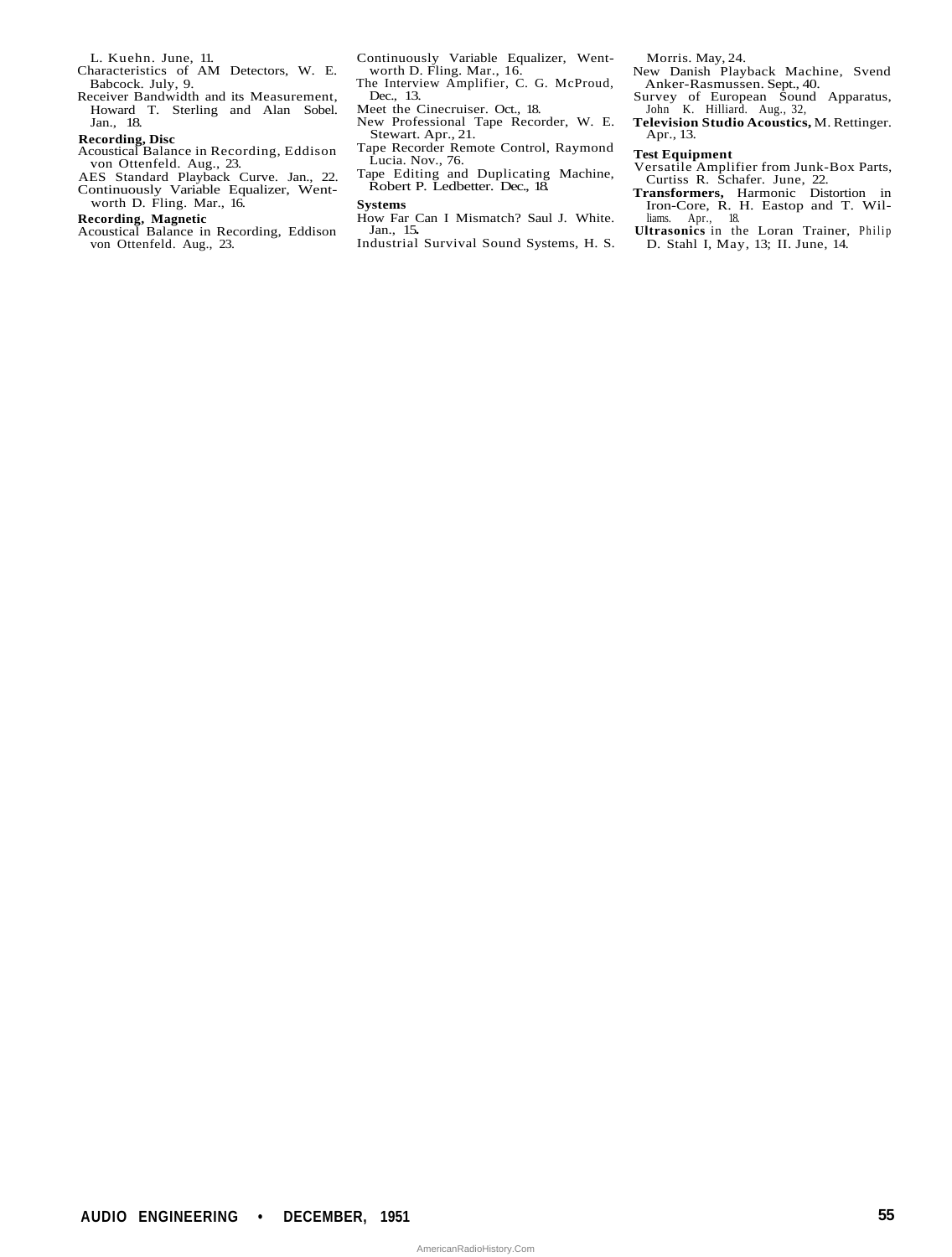L. Kuehn. June, 11.

Characteristics of AM Detectors, W. E. Babcock. July, 9.

Receiver Bandwidth and its Measurement, Howard T. Sterling and Alan Sobel. Jan., 18.

**Recording, Disc**

Acoustical Balance in Recording, Eddison von Ottenfeld. Aug., 23.

AES Standard Playback Curve. Jan., 22.

Continuously Variable Equalizer, Wentworth D. Fling. Mar., 16.

**Recording, Magnetic**

Acoustical Balance in Recording, Eddison von Ottenfeld. Aug., 23.

Continuously Variable Equalizer, Wentworth D. Fling. Mar., 16.

The Interview Amplifier, C. G. McProud, Dec., 13.

Meet the Cinecruiser. Oct., 18.

New Professional Tape Recorder, W. E. Stewart. Apr., 21.

Tape Recorder Remote Control, Raymond Lucia. Nov., 76.

Tape Editing and Duplicating Machine, Robert P. Ledbetter. Dec., 18.

**Systems**

How Far Can I Mismatch? Saul J. White. Jan., 15.

Industrial Survival Sound Systems, H. S. Morris. May, 24.

New Danish Playback Machine, Svend Anker-Rasmussen. Sept., 40.

Survey of European Sound Apparatus, John K. Hilliard. Aug., 32.

**Television Studio Acoustics,** M. Rettinger. Apr., 13.

**Test Equipment**

Versatile Amplifier from Junk-Box Parts, Curtiss R. Schafer. June, 22.

**Transformers,** Harmonic Distortion in Iron-Core, R. H. Eastop and T. Williams. Apr., 18.

**Ultrasonics** in the Loran Trainer, Philip D. Stahl I, May, 13; II. June, 14.